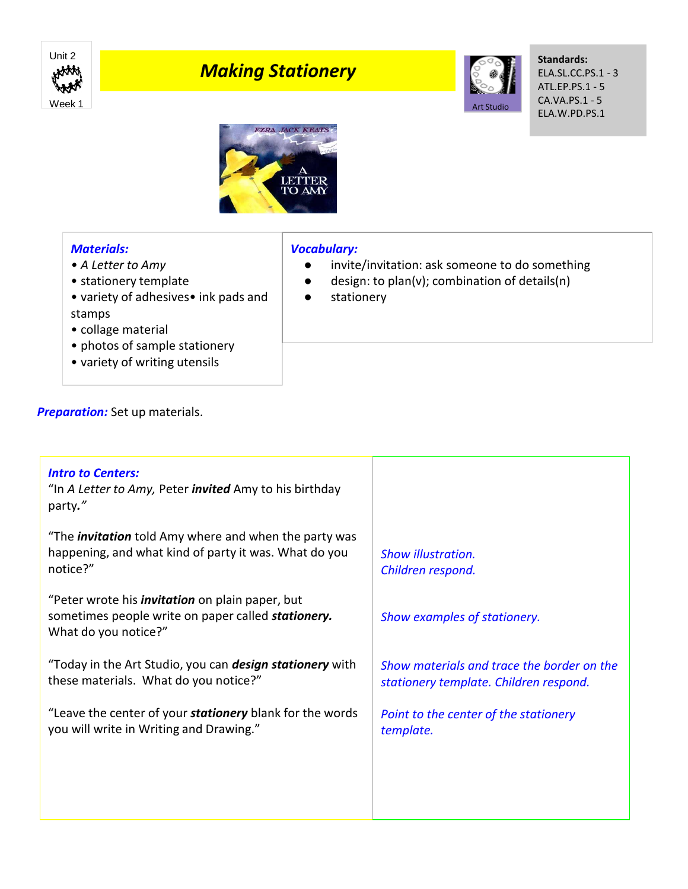Unit 2
Week 1

# Making Stationery

Art Studio

**Standards:**
ELA.SL.CC.PS.1 - 3
ATL.EP.PS.1 - 5
CA.VA.PS.1 - 5
ELA.W.PD.PS.1

***Materials:***
- *A Letter to Amy*
- stationery template
- variety of adhesives
- ink pads and stamps
- collage material
- photos of sample stationery
- variety of writing utensils

***Vocabulary:***
- invite/invitation: ask someone to do something
- design: to plan(v); combination of details(n)
- stationery

***Preparation:*** Set up materials.

| ***Intro to Centers:*** | |
|---|---|
| "In *A Letter to Amy,* Peter ***invited*** Amy to his birthday party***.***" | |
| "The ***invitation*** told Amy where and when the party was happening, and what kind of party it was. What do you notice?" | *Show illustration.* *Children respond.* |
| "Peter wrote his ***invitation*** on plain paper, but sometimes people write on paper called ***stationery.*** What do you notice?" | *Show examples of stationery.* |
| "Today in the Art Studio, you can ***design stationery*** with these materials. What do you notice?" | *Show materials and trace the border on the stationery template. Children respond.* |
| "Leave the center of your ***stationery*** blank for the words you will write in Writing and Drawing." | *Point to the center of the stationery template.* |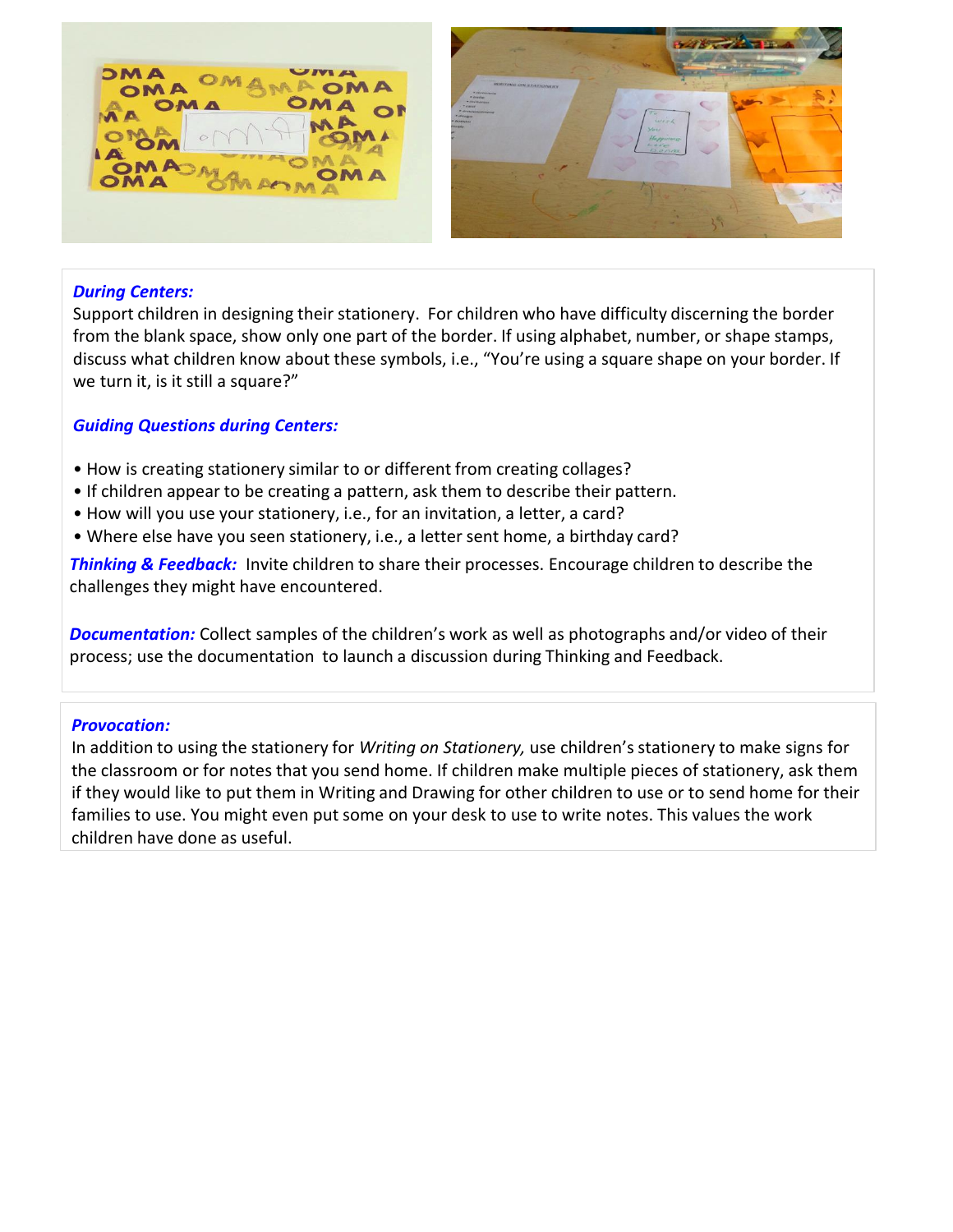***During Centers:***
Support children in designing their stationery. For children who have difficulty discerning the border from the blank space, show only one part of the border. If using alphabet, number, or shape stamps, discuss what children know about these symbols, i.e., "You're using a square shape on your border. If we turn it, is it still a square?"

***Guiding Questions during Centers:***

- How is creating stationery similar to or different from creating collages?
- If children appear to be creating a pattern, ask them to describe their pattern.
- How will you use your stationery, i.e., for an invitation, a letter, a card?
- Where else have you seen stationery, i.e., a letter sent home, a birthday card?

***Thinking & Feedback:*** Invite children to share their processes. Encourage children to describe the challenges they might have encountered.

***Documentation:*** Collect samples of the children's work as well as photographs and/or video of their process; use the documentation to launch a discussion during Thinking and Feedback.

***Provocation:***
In addition to using the stationery for *Writing on Stationery,* use children's stationery to make signs for the classroom or for notes that you send home. If children make multiple pieces of stationery, ask them if they would like to put them in Writing and Drawing for other children to use or to send home for their families to use. You might even put some on your desk to use to write notes. This values the work children have done as useful.